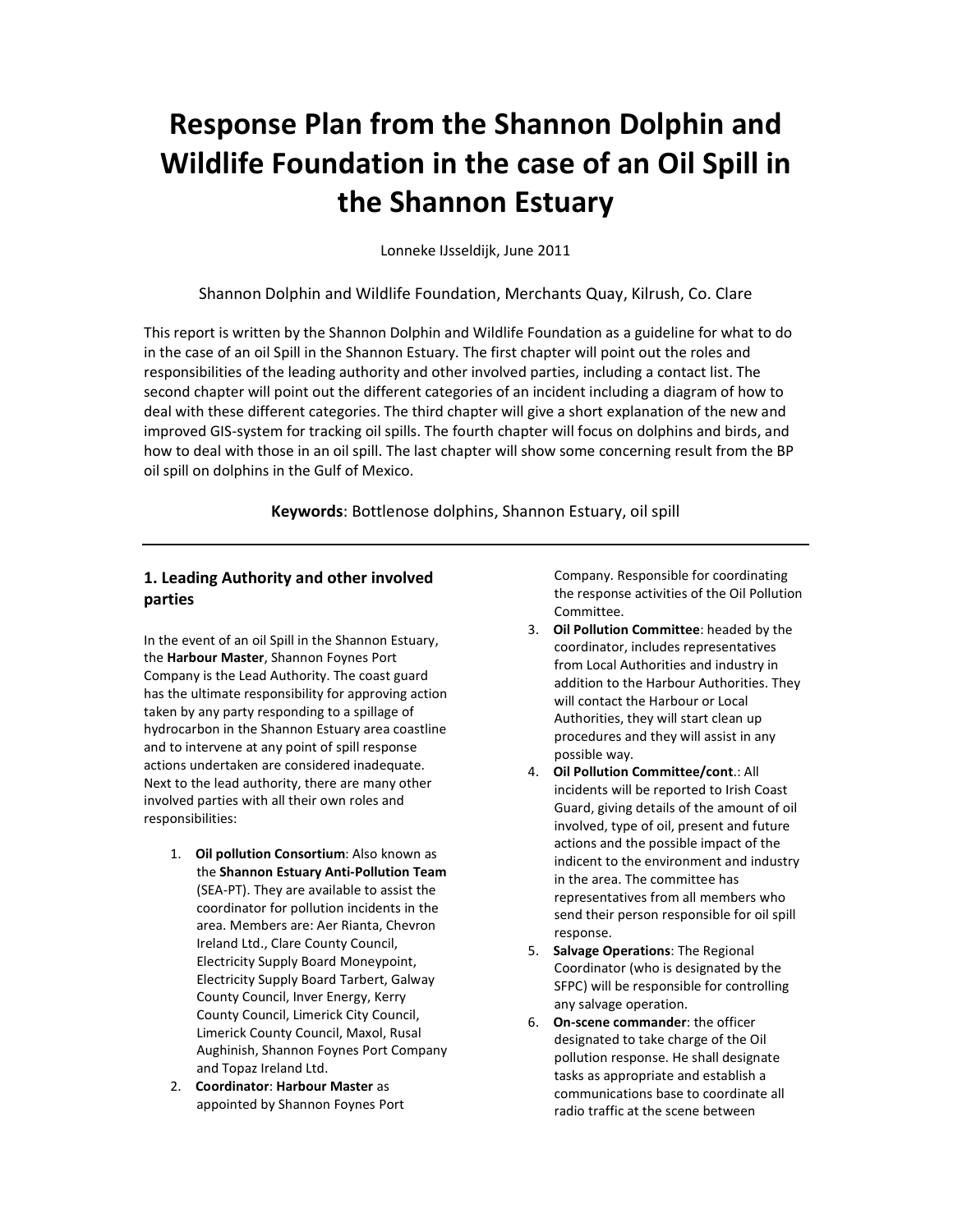# Response Plan from the Shannon Dolphin and Wildlife Foundation in the case of an Oil Spill in the Shannon Estuary

Lonneke IJsseldijk, June 2011

Shannon Dolphin and Wildlife Foundation, Merchants Quay, Kilrush, Co. Clare

This report is written by the Shannon Dolphin and Wildlife Foundation as a guideline for what to do in the case of an oil Spill in the Shannon Estuary. The first chapter will point out the roles and responsibilities of the leading authority and other involved parties, including a contact list. The second chapter will point out the different categories of an incident including a diagram of how to deal with these different categories. The third chapter will give a short explanation of the new and improved GIS-system for tracking oil spills. The fourth chapter will focus on dolphins and birds, and how to deal with those in an oil spill. The last chapter will show some concerning result from the BP oil spill on dolphins in the Gulf of Mexico.

**Keywords**: Bottlenose dolphins, Shannon Estuary, oil spill

---

## 1. Leading Authority and other involved parties

In the event of an oil Spill in the Shannon Estuary, the **Harbour Master**, Shannon Foynes Port Company is the Lead Authority. The coast guard has the ultimate responsibility for approving action taken by any party responding to a spillage of hydrocarbon in the Shannon Estuary area coastline and to intervene at any point of spill response actions undertaken are considered inadequate. Next to the lead authority, there are many other involved parties with all their own roles and responsibilities:

1. **Oil pollution Consortium**: Also known as the **Shannon Estuary Anti-Pollution Team** (SEA-PT). They are available to assist the coordinator for pollution incidents in the area. Members are: Aer Rianta, Chevron Ireland Ltd., Clare County Council, Electricity Supply Board Moneypoint, Electricity Supply Board Tarbert, Galway County Council, Inver Energy, Kerry County Council, Limerick City Council, Limerick County Council, Maxol, Rusal Aughinish, Shannon Foynes Port Company and Topaz Ireland Ltd.
2. **Coordinator**: **Harbour Master** as appointed by Shannon Foynes Port Company. Responsible for coordinating the response activities of the Oil Pollution Committee.
3. **Oil Pollution Committee**: headed by the coordinator, includes representatives from Local Authorities and industry in addition to the Harbour Authorities. They will contact the Harbour or Local Authorities, they will start clean up procedures and they will assist in any possible way.
4. **Oil Pollution Committee/cont.**: All incidents will be reported to Irish Coast Guard, giving details of the amount of oil involved, type of oil, present and future actions and the possible impact of the indicent to the environment and industry in the area. The committee has representatives from all members who send their person responsible for oil spill response.
5. **Salvage Operations**: The Regional Coordinator (who is designated by the SFPC) will be responsible for controlling any salvage operation.
6. **On-scene commander**: the officer designated to take charge of the Oil pollution response. He shall designate tasks as appropriate and establish a communications base to coordinate all radio traffic at the scene between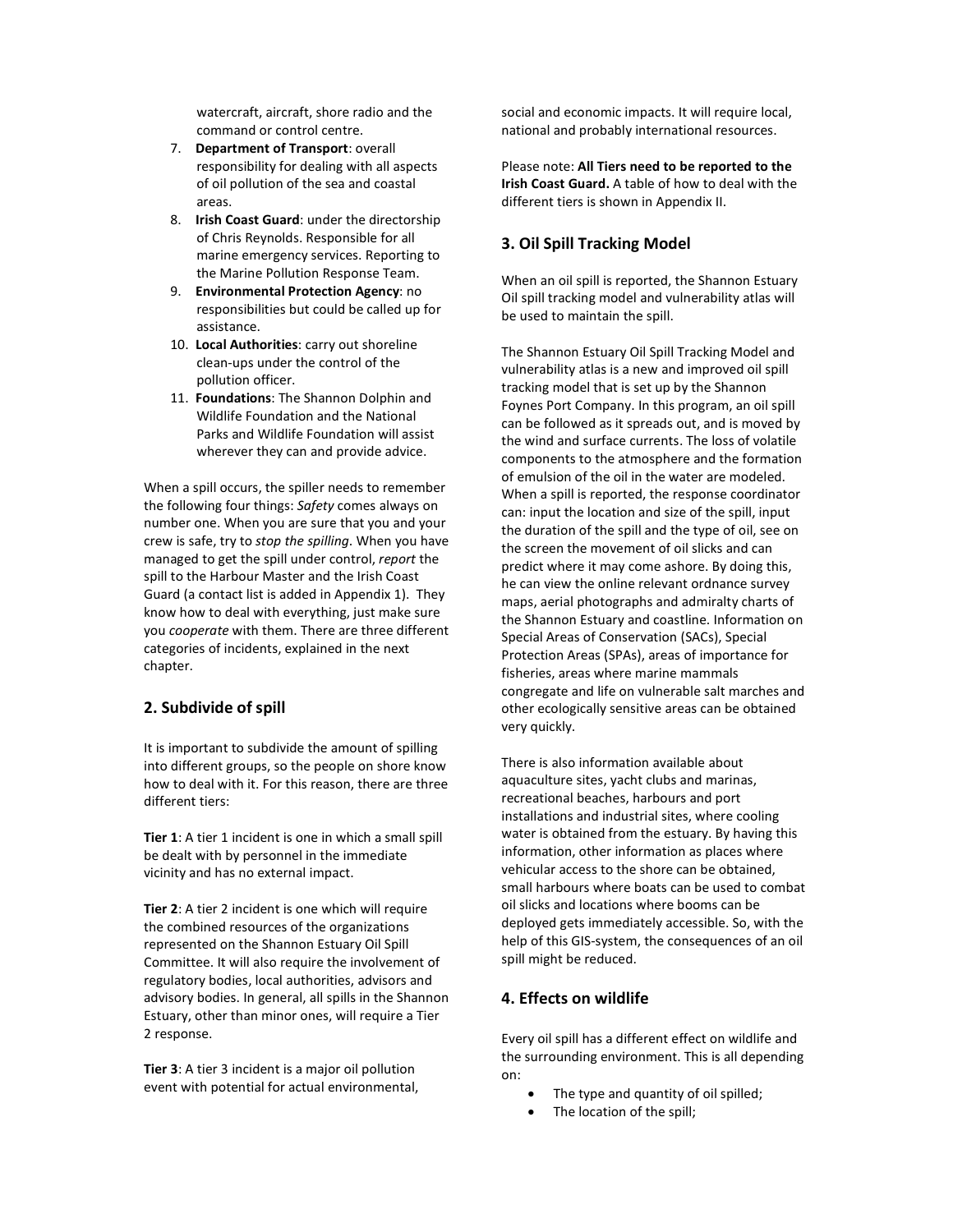watercraft, aircraft, shore radio and the command or control centre.

7. **Department of Transport**: overall responsibility for dealing with all aspects of oil pollution of the sea and coastal areas.
8. **Irish Coast Guard**: under the directorship of Chris Reynolds. Responsible for all marine emergency services. Reporting to the Marine Pollution Response Team.
9. **Environmental Protection Agency**: no responsibilities but could be called up for assistance.
10. **Local Authorities**: carry out shoreline clean-ups under the control of the pollution officer.
11. **Foundations**: The Shannon Dolphin and Wildlife Foundation and the National Parks and Wildlife Foundation will assist wherever they can and provide advice.

When a spill occurs, the spiller needs to remember the following four things: *Safety* comes always on number one. When you are sure that you and your crew is safe, try to *stop the spilling*. When you have managed to get the spill under control, *report* the spill to the Harbour Master and the Irish Coast Guard (a contact list is added in Appendix 1). They know how to deal with everything, just make sure you *cooperate* with them. There are three different categories of incidents, explained in the next chapter.

## 2. Subdivide of spill

It is important to subdivide the amount of spilling into different groups, so the people on shore know how to deal with it. For this reason, there are three different tiers:

**Tier 1**: A tier 1 incident is one in which a small spill be dealt with by personnel in the immediate vicinity and has no external impact.

**Tier 2**: A tier 2 incident is one which will require the combined resources of the organizations represented on the Shannon Estuary Oil Spill Committee. It will also require the involvement of regulatory bodies, local authorities, advisors and advisory bodies. In general, all spills in the Shannon Estuary, other than minor ones, will require a Tier 2 response.

**Tier 3**: A tier 3 incident is a major oil pollution event with potential for actual environmental, social and economic impacts. It will require local, national and probably international resources.

Please note: **All Tiers need to be reported to the Irish Coast Guard.** A table of how to deal with the different tiers is shown in Appendix II.

## 3. Oil Spill Tracking Model

When an oil spill is reported, the Shannon Estuary Oil spill tracking model and vulnerability atlas will be used to maintain the spill.

The Shannon Estuary Oil Spill Tracking Model and vulnerability atlas is a new and improved oil spill tracking model that is set up by the Shannon Foynes Port Company. In this program, an oil spill can be followed as it spreads out, and is moved by the wind and surface currents. The loss of volatile components to the atmosphere and the formation of emulsion of the oil in the water are modeled. When a spill is reported, the response coordinator can: input the location and size of the spill, input the duration of the spill and the type of oil, see on the screen the movement of oil slicks and can predict where it may come ashore. By doing this, he can view the online relevant ordnance survey maps, aerial photographs and admiralty charts of the Shannon Estuary and coastline. Information on Special Areas of Conservation (SACs), Special Protection Areas (SPAs), areas of importance for fisheries, areas where marine mammals congregate and life on vulnerable salt marches and other ecologically sensitive areas can be obtained very quickly.

There is also information available about aquaculture sites, yacht clubs and marinas, recreational beaches, harbours and port installations and industrial sites, where cooling water is obtained from the estuary. By having this information, other information as places where vehicular access to the shore can be obtained, small harbours where boats can be used to combat oil slicks and locations where booms can be deployed gets immediately accessible. So, with the help of this GIS-system, the consequences of an oil spill might be reduced.

## 4. Effects on wildlife

Every oil spill has a different effect on wildlife and the surrounding environment. This is all depending on:

- The type and quantity of oil spilled;
- The location of the spill;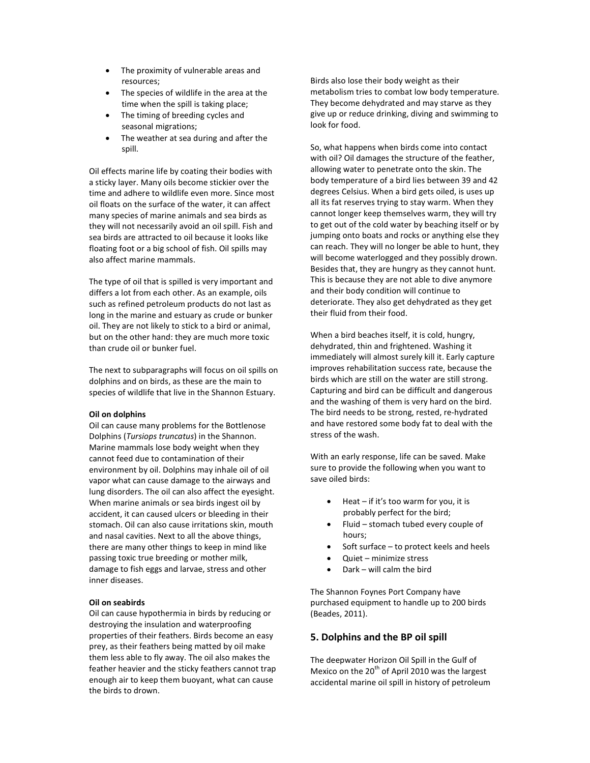- The proximity of vulnerable areas and resources;
- The species of wildlife in the area at the time when the spill is taking place;
- The timing of breeding cycles and seasonal migrations;
- The weather at sea during and after the spill.

Oil effects marine life by coating their bodies with a sticky layer. Many oils become stickier over the time and adhere to wildlife even more. Since most oil floats on the surface of the water, it can affect many species of marine animals and sea birds as they will not necessarily avoid an oil spill. Fish and sea birds are attracted to oil because it looks like floating foot or a big school of fish. Oil spills may also affect marine mammals.

The type of oil that is spilled is very important and differs a lot from each other. As an example, oils such as refined petroleum products do not last as long in the marine and estuary as crude or bunker oil. They are not likely to stick to a bird or animal, but on the other hand: they are much more toxic than crude oil or bunker fuel.

The next to subparagraphs will focus on oil spills on dolphins and on birds, as these are the main to species of wildlife that live in the Shannon Estuary.

**Oil on dolphins**

Oil can cause many problems for the Bottlenose Dolphins (*Tursiops truncatus*) in the Shannon. Marine mammals lose body weight when they cannot feed due to contamination of their environment by oil. Dolphins may inhale oil of oil vapor what can cause damage to the airways and lung disorders. The oil can also affect the eyesight. When marine animals or sea birds ingest oil by accident, it can caused ulcers or bleeding in their stomach. Oil can also cause irritations skin, mouth and nasal cavities. Next to all the above things, there are many other things to keep in mind like passing toxic true breeding or mother milk, damage to fish eggs and larvae, stress and other inner diseases.

**Oil on seabirds**

Oil can cause hypothermia in birds by reducing or destroying the insulation and waterproofing properties of their feathers. Birds become an easy prey, as their feathers being matted by oil make them less able to fly away. The oil also makes the feather heavier and the sticky feathers cannot trap enough air to keep them buoyant, what can cause the birds to drown.

Birds also lose their body weight as their metabolism tries to combat low body temperature. They become dehydrated and may starve as they give up or reduce drinking, diving and swimming to look for food.

So, what happens when birds come into contact with oil? Oil damages the structure of the feather, allowing water to penetrate onto the skin. The body temperature of a bird lies between 39 and 42 degrees Celsius. When a bird gets oiled, is uses up all its fat reserves trying to stay warm. When they cannot longer keep themselves warm, they will try to get out of the cold water by beaching itself or by jumping onto boats and rocks or anything else they can reach. They will no longer be able to hunt, they will become waterlogged and they possibly drown. Besides that, they are hungry as they cannot hunt. This is because they are not able to dive anymore and their body condition will continue to deteriorate. They also get dehydrated as they get their fluid from their food.

When a bird beaches itself, it is cold, hungry, dehydrated, thin and frightened. Washing it immediately will almost surely kill it. Early capture improves rehabilitation success rate, because the birds which are still on the water are still strong. Capturing and bird can be difficult and dangerous and the washing of them is very hard on the bird. The bird needs to be strong, rested, re-hydrated and have restored some body fat to deal with the stress of the wash.

With an early response, life can be saved. Make sure to provide the following when you want to save oiled birds:

- Heat – if it's too warm for you, it is probably perfect for the bird;
- Fluid – stomach tubed every couple of hours;
- Soft surface – to protect keels and heels
- Quiet – minimize stress
- Dark – will calm the bird

The Shannon Foynes Port Company have purchased equipment to handle up to 200 birds (Beades, 2011).

## 5. Dolphins and the BP oil spill

The deepwater Horizon Oil Spill in the Gulf of Mexico on the 20th of April 2010 was the largest accidental marine oil spill in history of petroleum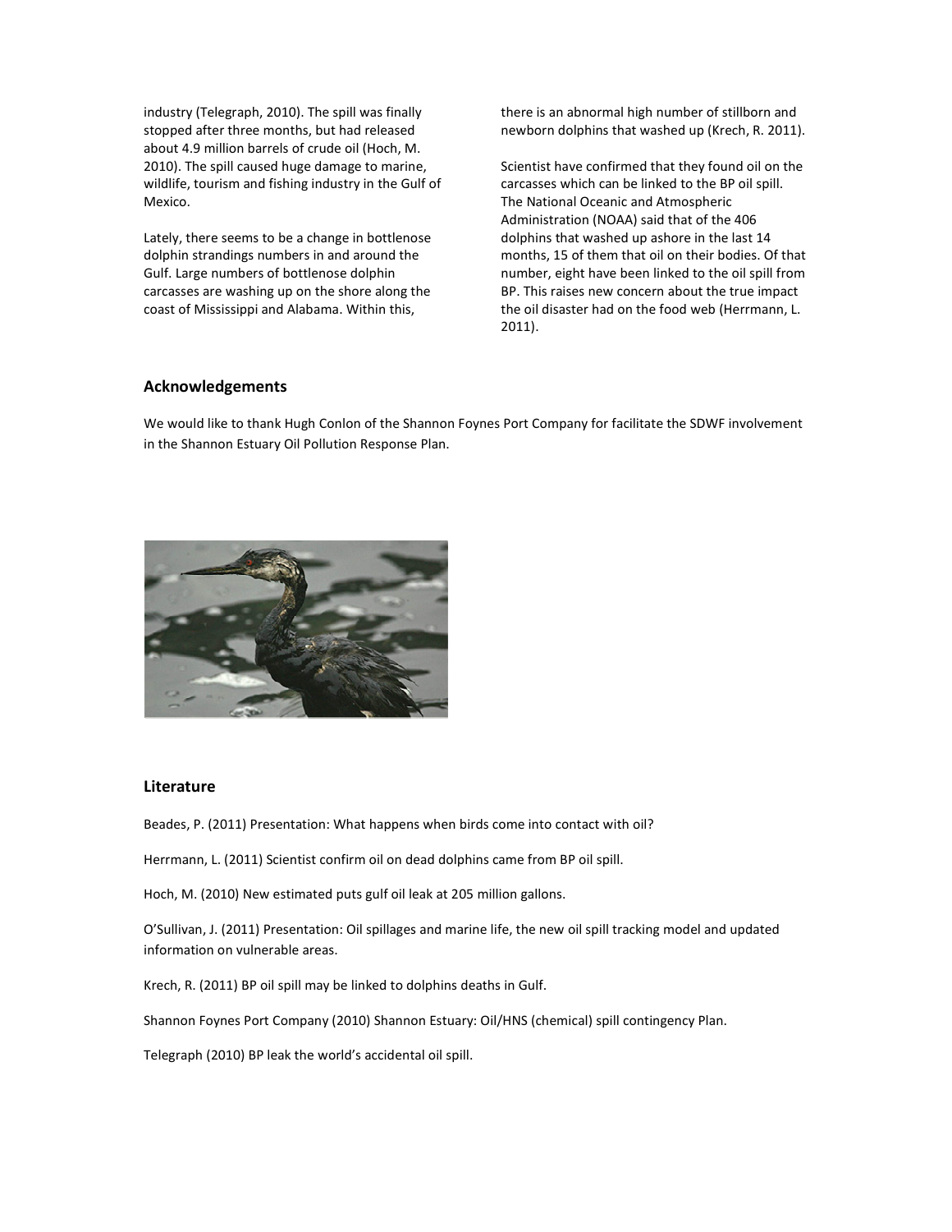industry (Telegraph, 2010). The spill was finally stopped after three months, but had released about 4.9 million barrels of crude oil (Hoch, M. 2010). The spill caused huge damage to marine, wildlife, tourism and fishing industry in the Gulf of Mexico.

Lately, there seems to be a change in bottlenose dolphin strandings numbers in and around the Gulf. Large numbers of bottlenose dolphin carcasses are washing up on the shore along the coast of Mississippi and Alabama. Within this, there is an abnormal high number of stillborn and newborn dolphins that washed up (Krech, R. 2011).

Scientist have confirmed that they found oil on the carcasses which can be linked to the BP oil spill. The National Oceanic and Atmospheric Administration (NOAA) said that of the 406 dolphins that washed up ashore in the last 14 months, 15 of them that oil on their bodies. Of that number, eight have been linked to the oil spill from BP. This raises new concern about the true impact the oil disaster had on the food web (Herrmann, L. 2011).

## Acknowledgements

We would like to thank Hugh Conlon of the Shannon Foynes Port Company for facilitate the SDWF involvement in the Shannon Estuary Oil Pollution Response Plan.

## Literature

Beades, P. (2011) Presentation: What happens when birds come into contact with oil?

Herrmann, L. (2011) Scientist confirm oil on dead dolphins came from BP oil spill.

Hoch, M. (2010) New estimated puts gulf oil leak at 205 million gallons.

O'Sullivan, J. (2011) Presentation: Oil spillages and marine life, the new oil spill tracking model and updated information on vulnerable areas.

Krech, R. (2011) BP oil spill may be linked to dolphins deaths in Gulf.

Shannon Foynes Port Company (2010) Shannon Estuary: Oil/HNS (chemical) spill contingency Plan.

Telegraph (2010) BP leak the world's accidental oil spill.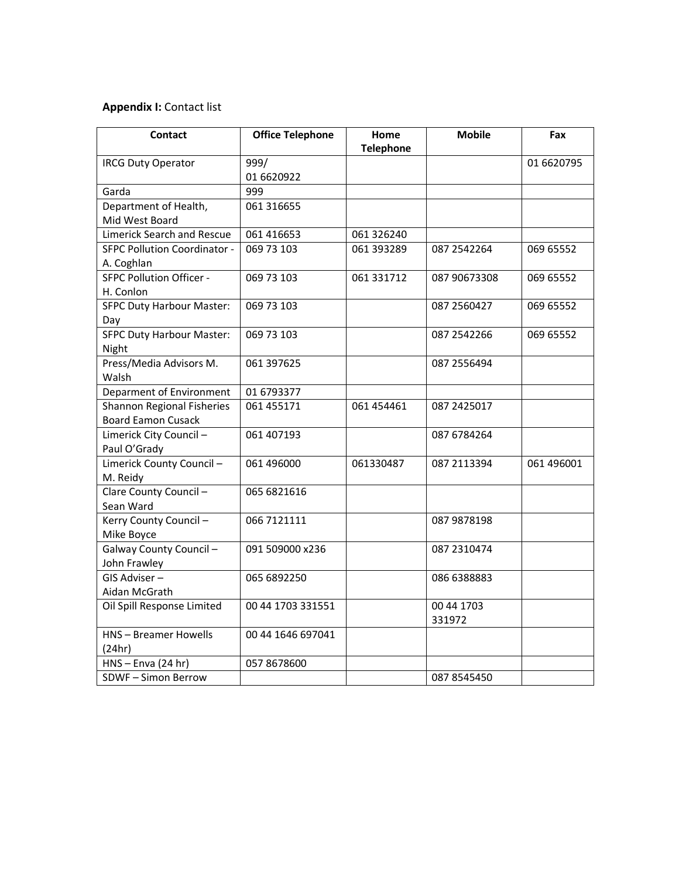**Appendix I:** Contact list

| Contact | Office Telephone | Home Telephone | Mobile | Fax |
|---|---|---|---|---|
| IRCG Duty Operator | 999/ 01 6620922 | | | 01 6620795 |
| Garda | 999 | | | |
| Department of Health, Mid West Board | 061 316655 | | | |
| Limerick Search and Rescue | 061 416653 | 061 326240 | | |
| SFPC Pollution Coordinator - A. Coghlan | 069 73 103 | 061 393289 | 087 2542264 | 069 65552 |
| SFPC Pollution Officer - H. Conlon | 069 73 103 | 061 331712 | 087 90673308 | 069 65552 |
| SFPC Duty Harbour Master: Day | 069 73 103 | | 087 2560427 | 069 65552 |
| SFPC Duty Harbour Master: Night | 069 73 103 | | 087 2542266 | 069 65552 |
| Press/Media Advisors M. Walsh | 061 397625 | | 087 2556494 | |
| Deparment of Environment | 01 6793377 | | | |
| Shannon Regional Fisheries Board Eamon Cusack | 061 455171 | 061 454461 | 087 2425017 | |
| Limerick City Council – Paul O'Grady | 061 407193 | | 087 6784264 | |
| Limerick County Council – M. Reidy | 061 496000 | 061330487 | 087 2113394 | 061 496001 |
| Clare County Council – Sean Ward | 065 6821616 | | | |
| Kerry County Council – Mike Boyce | 066 7121111 | | 087 9878198 | |
| Galway County Council – John Frawley | 091 509000 x236 | | 087 2310474 | |
| GIS Adviser – Aidan McGrath | 065 6892250 | | 086 6388883 | |
| Oil Spill Response Limited | 00 44 1703 331551 | | 00 44 1703 331972 | |
| HNS – Breamer Howells (24hr) | 00 44 1646 697041 | | | |
| HNS – Enva (24 hr) | 057 8678600 | | | |
| SDWF – Simon Berrow | | | 087 8545450 | |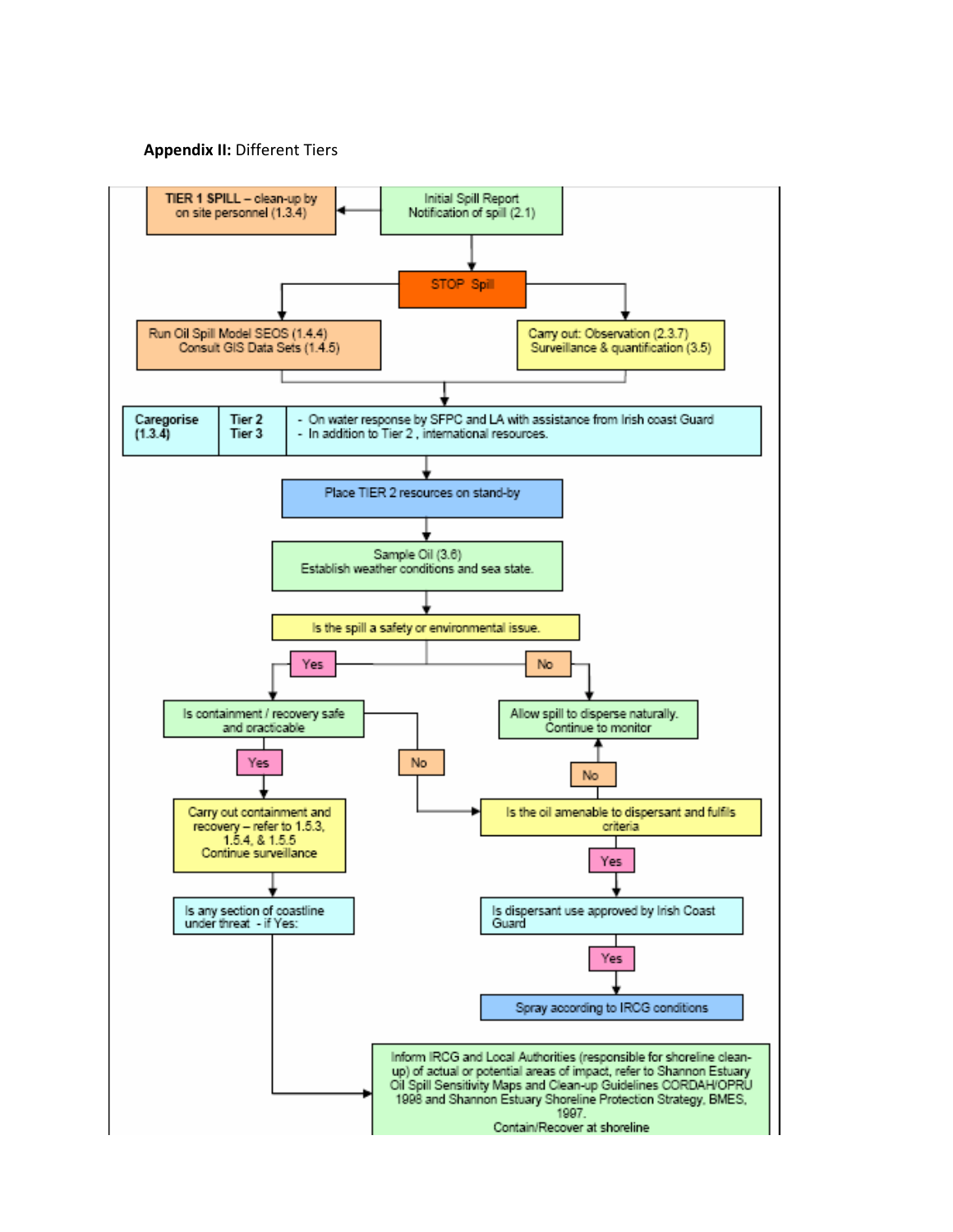**Appendix II:** Different Tiers

TIER 1 SPILL – clean-up by on site personnel (1.3.4)

Initial Spill Report
Notification of spill (2.1)

STOP Spill

Run Oil Spill Model SEOS (1.4.4)
Consult GIS Data Sets (1.4.5)

Carry out: Observation (2.3.7)
Surveillance & quantification (3.5)

Caregorise (1.3.4)

Tier 2
Tier 3

- On water response by SFPC and LA with assistance from Irish coast Guard
- In addition to Tier 2 , international resources.

Place TIER 2 resources on stand-by

Sample Oil (3.6)
Establish weather conditions and sea state.

Is the spill a safety or environmental issue.

Yes

No

Is containment / recovery safe and practicable

Allow spill to disperse naturally.
Continue to monitor

Yes

No

No

Carry out containment and recovery – refer to 1.5.3, 1.5.4, & 1.5.5
Continue surveillance

Is the oil amenable to dispersant and fulfils criteria

Yes

Is any section of coastline under threat - if Yes:

Is dispersant use approved by Irish Coast Guard

Yes

Spray according to IRCG conditions

Inform IRCG and Local Authorities (responsible for shoreline clean-up) of actual or potential areas of impact, refer to Shannon Estuary Oil Spill Sensitivity Maps and Clean-up Guidelines CORDAH/OPRU 1998 and Shannon Estuary Shoreline Protection Strategy, BMES, 1997.
Contain/Recover at shoreline